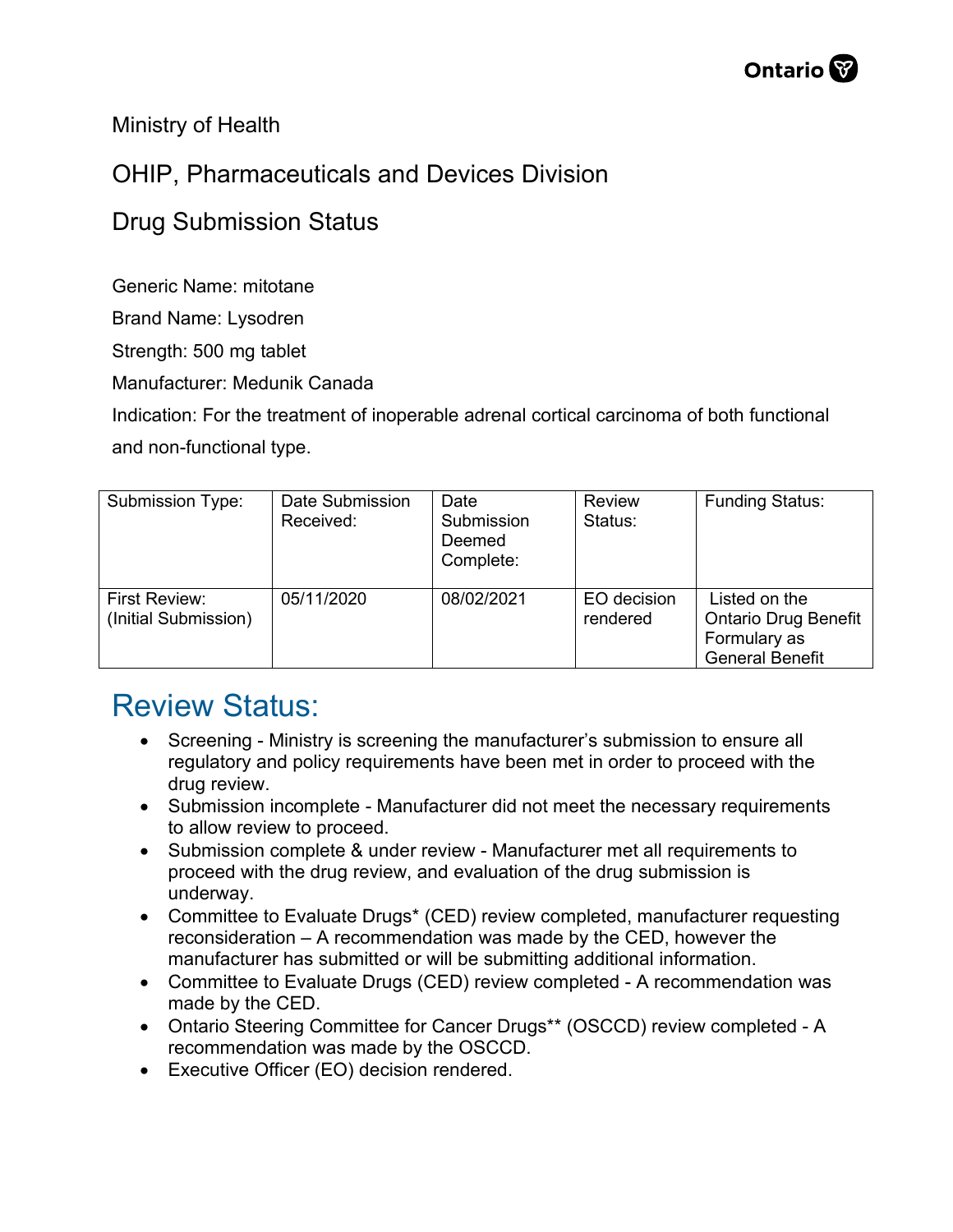Ministry of Health

OHIP, Pharmaceuticals and Devices Division

Drug Submission Status

Generic Name: mitotane

Brand Name: Lysodren

Strength: 500 mg tablet

Manufacturer: Medunik Canada

Indication: For the treatment of inoperable adrenal cortical carcinoma of both functional and non-functional type.

| Submission Type: | Date Submission Received: | Date Submission Deemed Complete: | Review Status: | Funding Status: |
|---|---|---|---|---|
| First Review: (Initial Submission) | 05/11/2020 | 08/02/2021 | EO decision rendered | Listed on the Ontario Drug Benefit Formulary as General Benefit |

# Review Status:

- Screening - Ministry is screening the manufacturer's submission to ensure all regulatory and policy requirements have been met in order to proceed with the drug review.
- Submission incomplete - Manufacturer did not meet the necessary requirements to allow review to proceed.
- Submission complete & under review - Manufacturer met all requirements to proceed with the drug review, and evaluation of the drug submission is underway.
- Committee to Evaluate Drugs* (CED) review completed, manufacturer requesting reconsideration – A recommendation was made by the CED, however the manufacturer has submitted or will be submitting additional information.
- Committee to Evaluate Drugs (CED) review completed - A recommendation was made by the CED.
- Ontario Steering Committee for Cancer Drugs** (OSCCD) review completed - A recommendation was made by the OSCCD.
- Executive Officer (EO) decision rendered.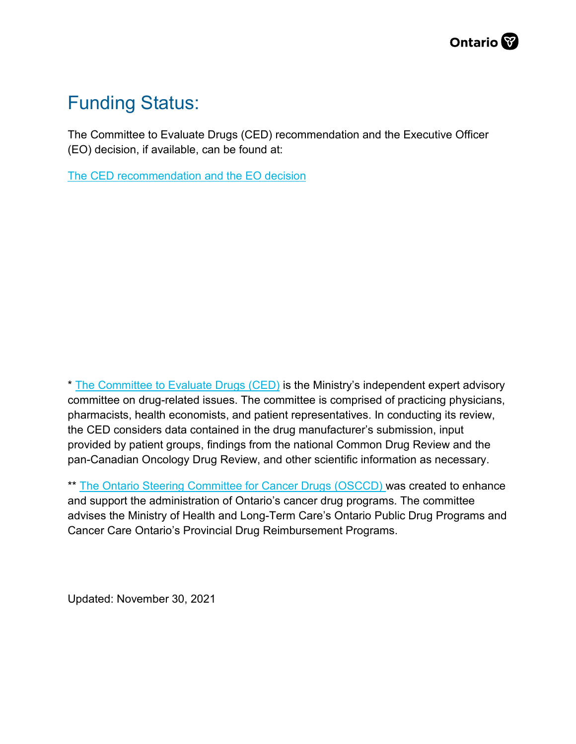## Funding Status:

The Committee to Evaluate Drugs (CED) recommendation and the Executive Officer (EO) decision, if available, can be found at:

The CED recommendation and the EO decision

* The Committee to Evaluate Drugs (CED) is the Ministry's independent expert advisory committee on drug-related issues. The committee is comprised of practicing physicians, pharmacists, health economists, and patient representatives. In conducting its review, the CED considers data contained in the drug manufacturer's submission, input provided by patient groups, findings from the national Common Drug Review and the pan-Canadian Oncology Drug Review, and other scientific information as necessary.

** The Ontario Steering Committee for Cancer Drugs (OSCCD) was created to enhance and support the administration of Ontario's cancer drug programs. The committee advises the Ministry of Health and Long-Term Care's Ontario Public Drug Programs and Cancer Care Ontario's Provincial Drug Reimbursement Programs.

Updated: November 30, 2021